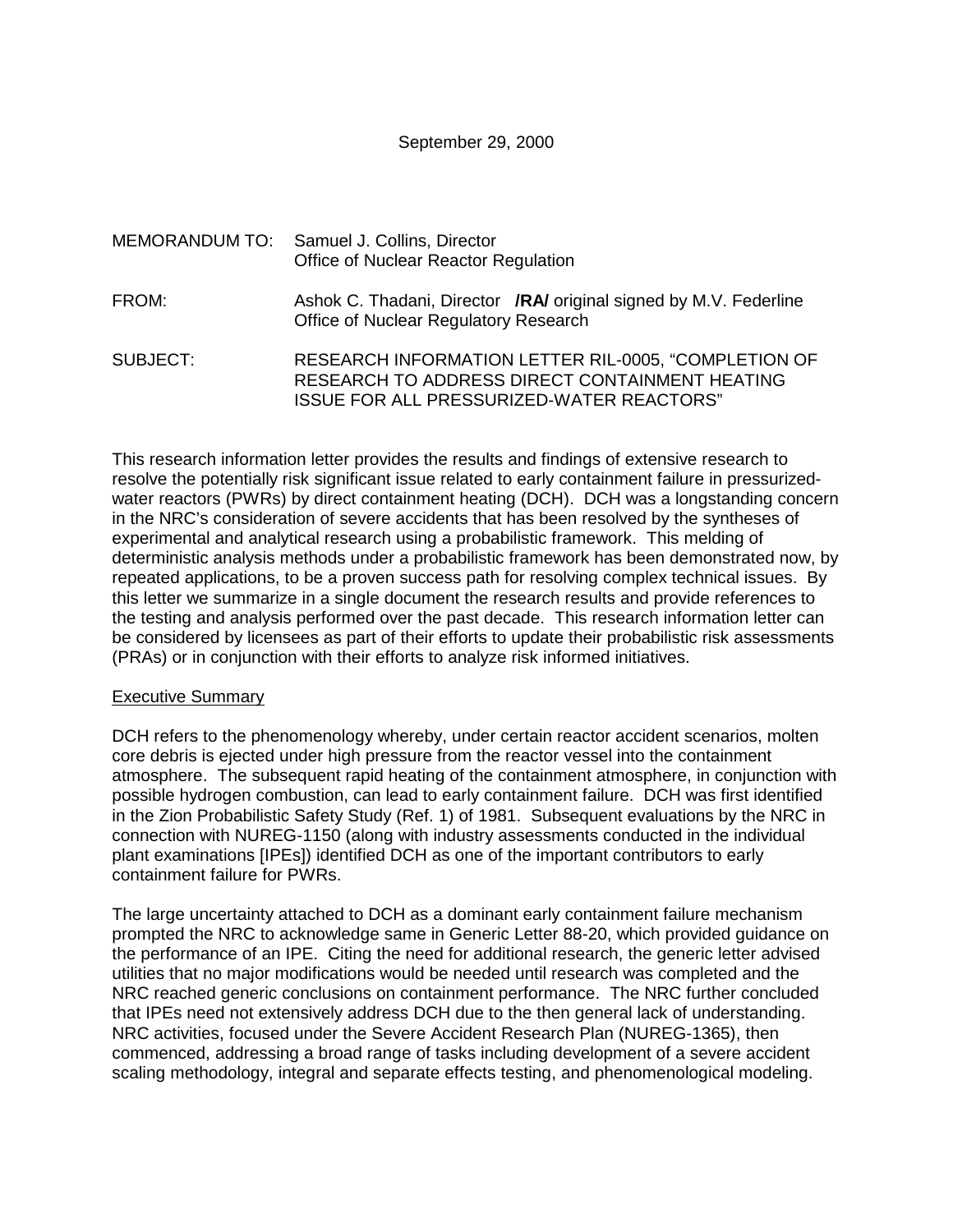September 29, 2000

MEMORANDUM TO: Samuel J. Collins, Director
Office of Nuclear Reactor Regulation

FROM: Ashok C. Thadani, Director **/RA/** original signed by M.V. Federline
Office of Nuclear Regulatory Research

SUBJECT: RESEARCH INFORMATION LETTER RIL-0005, "COMPLETION OF RESEARCH TO ADDRESS DIRECT CONTAINMENT HEATING ISSUE FOR ALL PRESSURIZED-WATER REACTORS"

This research information letter provides the results and findings of extensive research to resolve the potentially risk significant issue related to early containment failure in pressurized-water reactors (PWRs) by direct containment heating (DCH). DCH was a longstanding concern in the NRC's consideration of severe accidents that has been resolved by the syntheses of experimental and analytical research using a probabilistic framework. This melding of deterministic analysis methods under a probabilistic framework has been demonstrated now, by repeated applications, to be a proven success path for resolving complex technical issues. By this letter we summarize in a single document the research results and provide references to the testing and analysis performed over the past decade. This research information letter can be considered by licensees as part of their efforts to update their probabilistic risk assessments (PRAs) or in conjunction with their efforts to analyze risk informed initiatives.

Executive Summary

DCH refers to the phenomenology whereby, under certain reactor accident scenarios, molten core debris is ejected under high pressure from the reactor vessel into the containment atmosphere. The subsequent rapid heating of the containment atmosphere, in conjunction with possible hydrogen combustion, can lead to early containment failure. DCH was first identified in the Zion Probabilistic Safety Study (Ref. 1) of 1981. Subsequent evaluations by the NRC in connection with NUREG-1150 (along with industry assessments conducted in the individual plant examinations [IPEs]) identified DCH as one of the important contributors to early containment failure for PWRs.

The large uncertainty attached to DCH as a dominant early containment failure mechanism prompted the NRC to acknowledge same in Generic Letter 88-20, which provided guidance on the performance of an IPE. Citing the need for additional research, the generic letter advised utilities that no major modifications would be needed until research was completed and the NRC reached generic conclusions on containment performance. The NRC further concluded that IPEs need not extensively address DCH due to the then general lack of understanding. NRC activities, focused under the Severe Accident Research Plan (NUREG-1365), then commenced, addressing a broad range of tasks including development of a severe accident scaling methodology, integral and separate effects testing, and phenomenological modeling.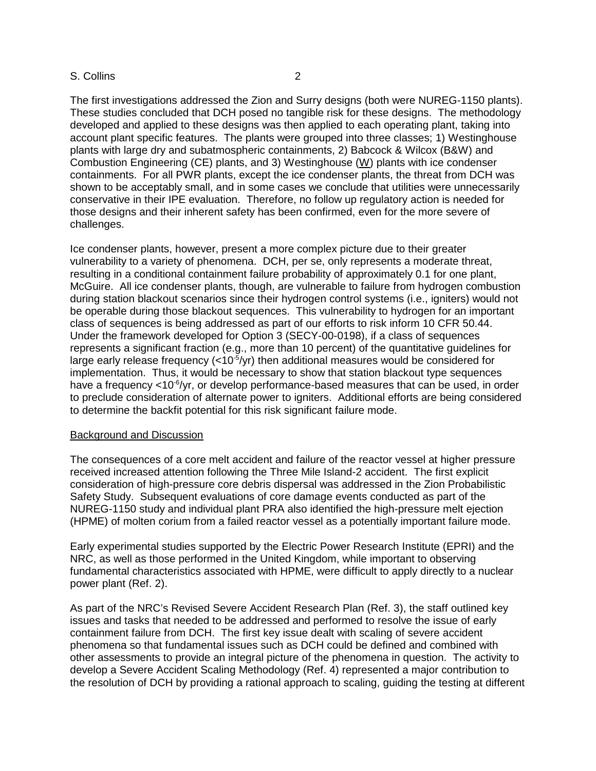The first investigations addressed the Zion and Surry designs (both were NUREG-1150 plants). These studies concluded that DCH posed no tangible risk for these designs. The methodology developed and applied to these designs was then applied to each operating plant, taking into account plant specific features. The plants were grouped into three classes; 1) Westinghouse plants with large dry and subatmospheric containments, 2) Babcock & Wilcox (B&W) and Combustion Engineering (CE) plants, and 3) Westinghouse (W) plants with ice condenser containments. For all PWR plants, except the ice condenser plants, the threat from DCH was shown to be acceptably small, and in some cases we conclude that utilities were unnecessarily conservative in their IPE evaluation. Therefore, no follow up regulatory action is needed for those designs and their inherent safety has been confirmed, even for the more severe of challenges.

Ice condenser plants, however, present a more complex picture due to their greater vulnerability to a variety of phenomena. DCH, per se, only represents a moderate threat, resulting in a conditional containment failure probability of approximately 0.1 for one plant, McGuire. All ice condenser plants, though, are vulnerable to failure from hydrogen combustion during station blackout scenarios since their hydrogen control systems (i.e., igniters) would not be operable during those blackout sequences. This vulnerability to hydrogen for an important class of sequences is being addressed as part of our efforts to risk inform 10 CFR 50.44. Under the framework developed for Option 3 (SECY-00-0198), if a class of sequences represents a significant fraction (e.g., more than 10 percent) of the quantitative guidelines for large early release frequency ($<10^{-5}$/yr) then additional measures would be considered for implementation. Thus, it would be necessary to show that station blackout type sequences have a frequency $<10^{-6}$/yr, or develop performance-based measures that can be used, in order to preclude consideration of alternate power to igniters. Additional efforts are being considered to determine the backfit potential for this risk significant failure mode.

Background and Discussion

The consequences of a core melt accident and failure of the reactor vessel at higher pressure received increased attention following the Three Mile Island-2 accident. The first explicit consideration of high-pressure core debris dispersal was addressed in the Zion Probabilistic Safety Study. Subsequent evaluations of core damage events conducted as part of the NUREG-1150 study and individual plant PRA also identified the high-pressure melt ejection (HPME) of molten corium from a failed reactor vessel as a potentially important failure mode.

Early experimental studies supported by the Electric Power Research Institute (EPRI) and the NRC, as well as those performed in the United Kingdom, while important to observing fundamental characteristics associated with HPME, were difficult to apply directly to a nuclear power plant (Ref. 2).

As part of the NRC's Revised Severe Accident Research Plan (Ref. 3), the staff outlined key issues and tasks that needed to be addressed and performed to resolve the issue of early containment failure from DCH. The first key issue dealt with scaling of severe accident phenomena so that fundamental issues such as DCH could be defined and combined with other assessments to provide an integral picture of the phenomena in question. The activity to develop a Severe Accident Scaling Methodology (Ref. 4) represented a major contribution to the resolution of DCH by providing a rational approach to scaling, guiding the testing at different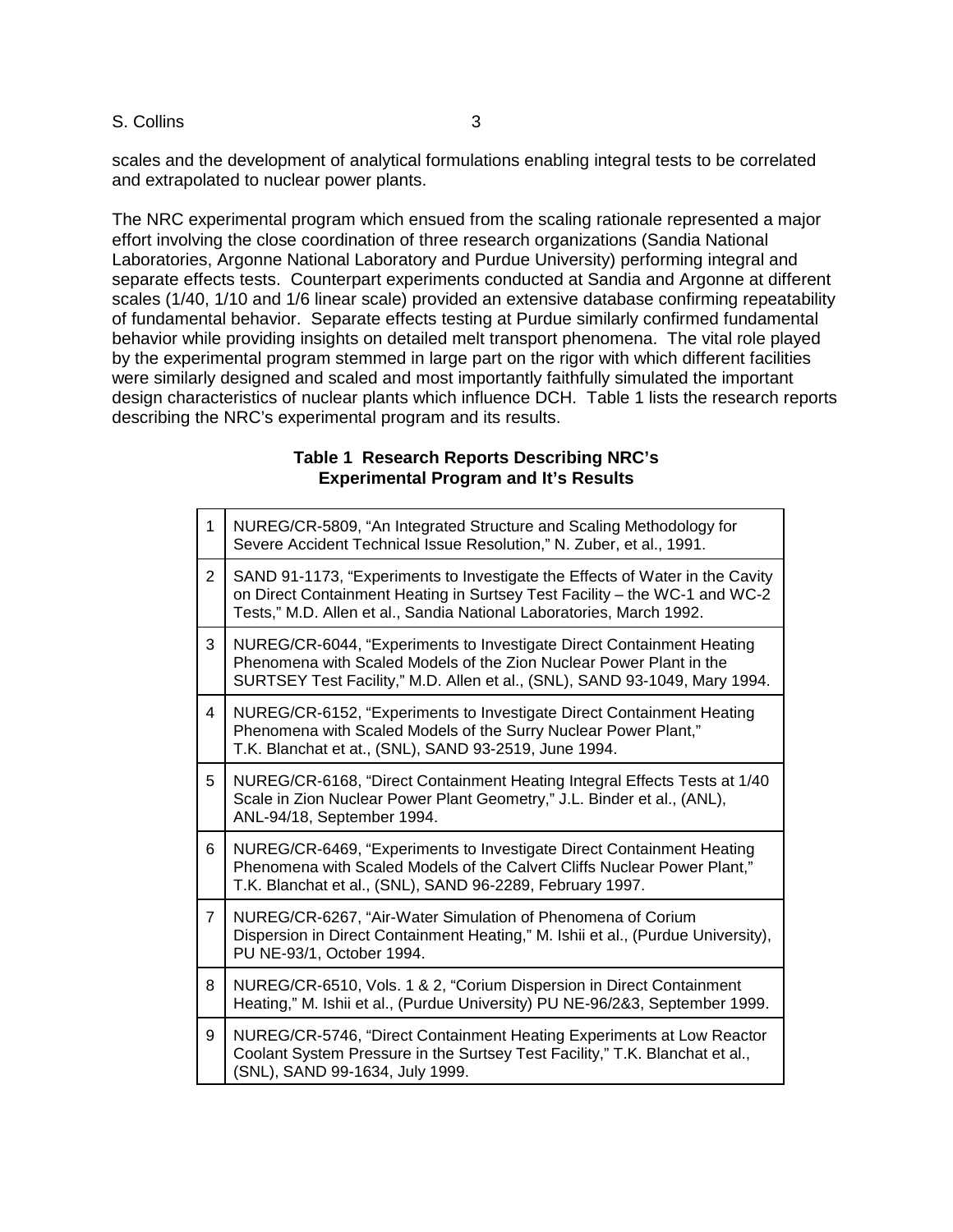scales and the development of analytical formulations enabling integral tests to be correlated and extrapolated to nuclear power plants.

The NRC experimental program which ensued from the scaling rationale represented a major effort involving the close coordination of three research organizations (Sandia National Laboratories, Argonne National Laboratory and Purdue University) performing integral and separate effects tests. Counterpart experiments conducted at Sandia and Argonne at different scales (1/40, 1/10 and 1/6 linear scale) provided an extensive database confirming repeatability of fundamental behavior. Separate effects testing at Purdue similarly confirmed fundamental behavior while providing insights on detailed melt transport phenomena. The vital role played by the experimental program stemmed in large part on the rigor with which different facilities were similarly designed and scaled and most importantly faithfully simulated the important design characteristics of nuclear plants which influence DCH. Table 1 lists the research reports describing the NRC's experimental program and its results.

**Table 1 Research Reports Describing NRC's Experimental Program and It's Results**

| | |
|---|---|
| 1 | NUREG/CR-5809, "An Integrated Structure and Scaling Methodology for Severe Accident Technical Issue Resolution," N. Zuber, et al., 1991. |
| 2 | SAND 91-1173, "Experiments to Investigate the Effects of Water in the Cavity on Direct Containment Heating in Surtsey Test Facility – the WC-1 and WC-2 Tests," M.D. Allen et al., Sandia National Laboratories, March 1992. |
| 3 | NUREG/CR-6044, "Experiments to Investigate Direct Containment Heating Phenomena with Scaled Models of the Zion Nuclear Power Plant in the SURTSEY Test Facility," M.D. Allen et al., (SNL), SAND 93-1049, Mary 1994. |
| 4 | NUREG/CR-6152, "Experiments to Investigate Direct Containment Heating Phenomena with Scaled Models of the Surry Nuclear Power Plant," T.K. Blanchat et at., (SNL), SAND 93-2519, June 1994. |
| 5 | NUREG/CR-6168, "Direct Containment Heating Integral Effects Tests at 1/40 Scale in Zion Nuclear Power Plant Geometry," J.L. Binder et al., (ANL), ANL-94/18, September 1994. |
| 6 | NUREG/CR-6469, "Experiments to Investigate Direct Containment Heating Phenomena with Scaled Models of the Calvert Cliffs Nuclear Power Plant," T.K. Blanchat et al., (SNL), SAND 96-2289, February 1997. |
| 7 | NUREG/CR-6267, "Air-Water Simulation of Phenomena of Corium Dispersion in Direct Containment Heating," M. Ishii et al., (Purdue University), PU NE-93/1, October 1994. |
| 8 | NUREG/CR-6510, Vols. 1 & 2, "Corium Dispersion in Direct Containment Heating," M. Ishii et al., (Purdue University) PU NE-96/2&3, September 1999. |
| 9 | NUREG/CR-5746, "Direct Containment Heating Experiments at Low Reactor Coolant System Pressure in the Surtsey Test Facility," T.K. Blanchat et al., (SNL), SAND 99-1634, July 1999. |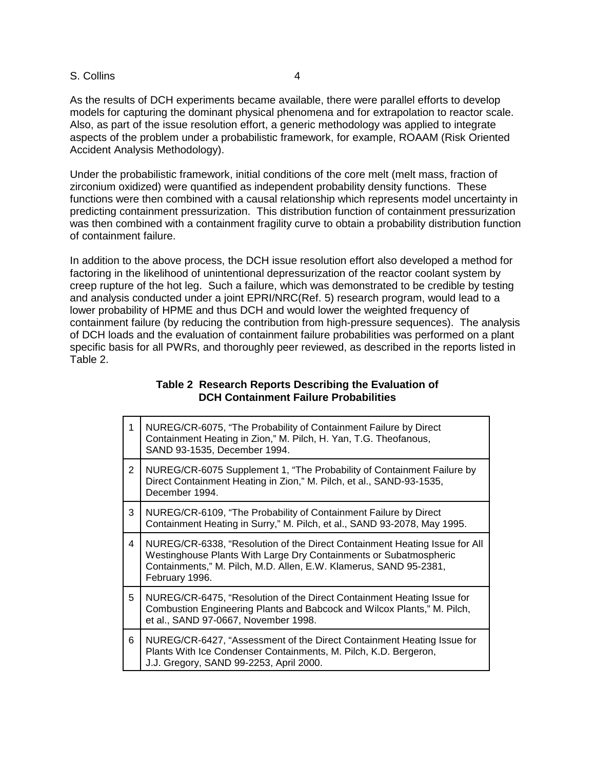As the results of DCH experiments became available, there were parallel efforts to develop models for capturing the dominant physical phenomena and for extrapolation to reactor scale. Also, as part of the issue resolution effort, a generic methodology was applied to integrate aspects of the problem under a probabilistic framework, for example, ROAAM (Risk Oriented Accident Analysis Methodology).

Under the probabilistic framework, initial conditions of the core melt (melt mass, fraction of zirconium oxidized) were quantified as independent probability density functions. These functions were then combined with a causal relationship which represents model uncertainty in predicting containment pressurization. This distribution function of containment pressurization was then combined with a containment fragility curve to obtain a probability distribution function of containment failure.

In addition to the above process, the DCH issue resolution effort also developed a method for factoring in the likelihood of unintentional depressurization of the reactor coolant system by creep rupture of the hot leg. Such a failure, which was demonstrated to be credible by testing and analysis conducted under a joint EPRI/NRC(Ref. 5) research program, would lead to a lower probability of HPME and thus DCH and would lower the weighted frequency of containment failure (by reducing the contribution from high-pressure sequences). The analysis of DCH loads and the evaluation of containment failure probabilities was performed on a plant specific basis for all PWRs, and thoroughly peer reviewed, as described in the reports listed in Table 2.

**Table 2 Research Reports Describing the Evaluation of DCH Containment Failure Probabilities**

| | |
|---|---|
| 1 | NUREG/CR-6075, "The Probability of Containment Failure by Direct Containment Heating in Zion," M. Pilch, H. Yan, T.G. Theofanous, SAND 93-1535, December 1994. |
| 2 | NUREG/CR-6075 Supplement 1, "The Probability of Containment Failure by Direct Containment Heating in Zion," M. Pilch, et al., SAND-93-1535, December 1994. |
| 3 | NUREG/CR-6109, "The Probability of Containment Failure by Direct Containment Heating in Surry," M. Pilch, et al., SAND 93-2078, May 1995. |
| 4 | NUREG/CR-6338, "Resolution of the Direct Containment Heating Issue for All Westinghouse Plants With Large Dry Containments or Subatmospheric Containments," M. Pilch, M.D. Allen, E.W. Klamerus, SAND 95-2381, February 1996. |
| 5 | NUREG/CR-6475, "Resolution of the Direct Containment Heating Issue for Combustion Engineering Plants and Babcock and Wilcox Plants," M. Pilch, et al., SAND 97-0667, November 1998. |
| 6 | NUREG/CR-6427, "Assessment of the Direct Containment Heating Issue for Plants With Ice Condenser Containments, M. Pilch, K.D. Bergeron, J.J. Gregory, SAND 99-2253, April 2000. |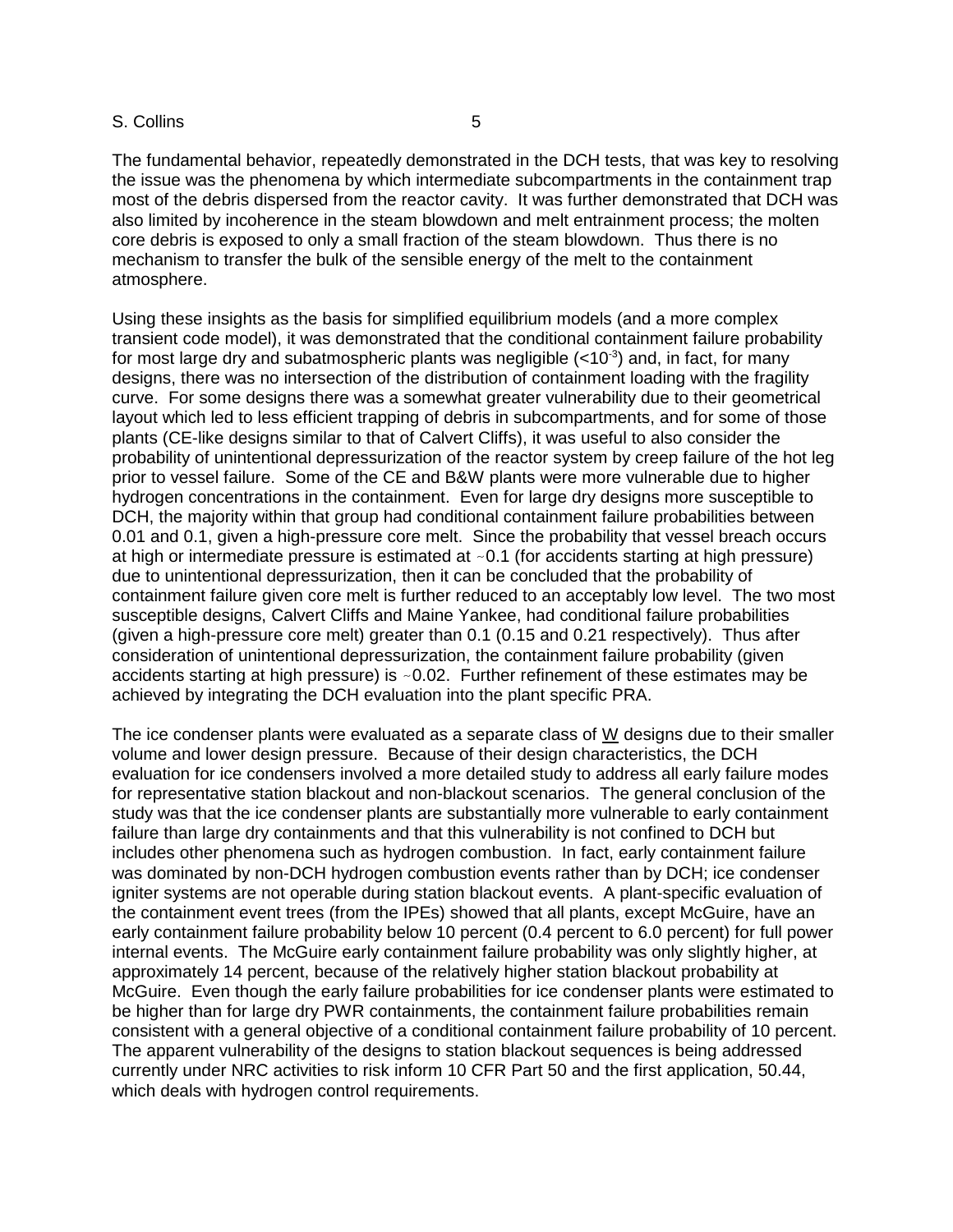The fundamental behavior, repeatedly demonstrated in the DCH tests, that was key to resolving the issue was the phenomena by which intermediate subcompartments in the containment trap most of the debris dispersed from the reactor cavity. It was further demonstrated that DCH was also limited by incoherence in the steam blowdown and melt entrainment process; the molten core debris is exposed to only a small fraction of the steam blowdown. Thus there is no mechanism to transfer the bulk of the sensible energy of the melt to the containment atmosphere.

Using these insights as the basis for simplified equilibrium models (and a more complex transient code model), it was demonstrated that the conditional containment failure probability for most large dry and subatmospheric plants was negligible ($<10^{-3}$) and, in fact, for many designs, there was no intersection of the distribution of containment loading with the fragility curve. For some designs there was a somewhat greater vulnerability due to their geometrical layout which led to less efficient trapping of debris in subcompartments, and for some of those plants (CE-like designs similar to that of Calvert Cliffs), it was useful to also consider the probability of unintentional depressurization of the reactor system by creep failure of the hot leg prior to vessel failure. Some of the CE and B&W plants were more vulnerable due to higher hydrogen concentrations in the containment. Even for large dry designs more susceptible to DCH, the majority within that group had conditional containment failure probabilities between 0.01 and 0.1, given a high-pressure core melt. Since the probability that vessel breach occurs at high or intermediate pressure is estimated at ~0.1 (for accidents starting at high pressure) due to unintentional depressurization, then it can be concluded that the probability of containment failure given core melt is further reduced to an acceptably low level. The two most susceptible designs, Calvert Cliffs and Maine Yankee, had conditional failure probabilities (given a high-pressure core melt) greater than 0.1 (0.15 and 0.21 respectively). Thus after consideration of unintentional depressurization, the containment failure probability (given accidents starting at high pressure) is ~0.02. Further refinement of these estimates may be achieved by integrating the DCH evaluation into the plant specific PRA.

The ice condenser plants were evaluated as a separate class of W designs due to their smaller volume and lower design pressure. Because of their design characteristics, the DCH evaluation for ice condensers involved a more detailed study to address all early failure modes for representative station blackout and non-blackout scenarios. The general conclusion of the study was that the ice condenser plants are substantially more vulnerable to early containment failure than large dry containments and that this vulnerability is not confined to DCH but includes other phenomena such as hydrogen combustion. In fact, early containment failure was dominated by non-DCH hydrogen combustion events rather than by DCH; ice condenser igniter systems are not operable during station blackout events. A plant-specific evaluation of the containment event trees (from the IPEs) showed that all plants, except McGuire, have an early containment failure probability below 10 percent (0.4 percent to 6.0 percent) for full power internal events. The McGuire early containment failure probability was only slightly higher, at approximately 14 percent, because of the relatively higher station blackout probability at McGuire. Even though the early failure probabilities for ice condenser plants were estimated to be higher than for large dry PWR containments, the containment failure probabilities remain consistent with a general objective of a conditional containment failure probability of 10 percent. The apparent vulnerability of the designs to station blackout sequences is being addressed currently under NRC activities to risk inform 10 CFR Part 50 and the first application, 50.44, which deals with hydrogen control requirements.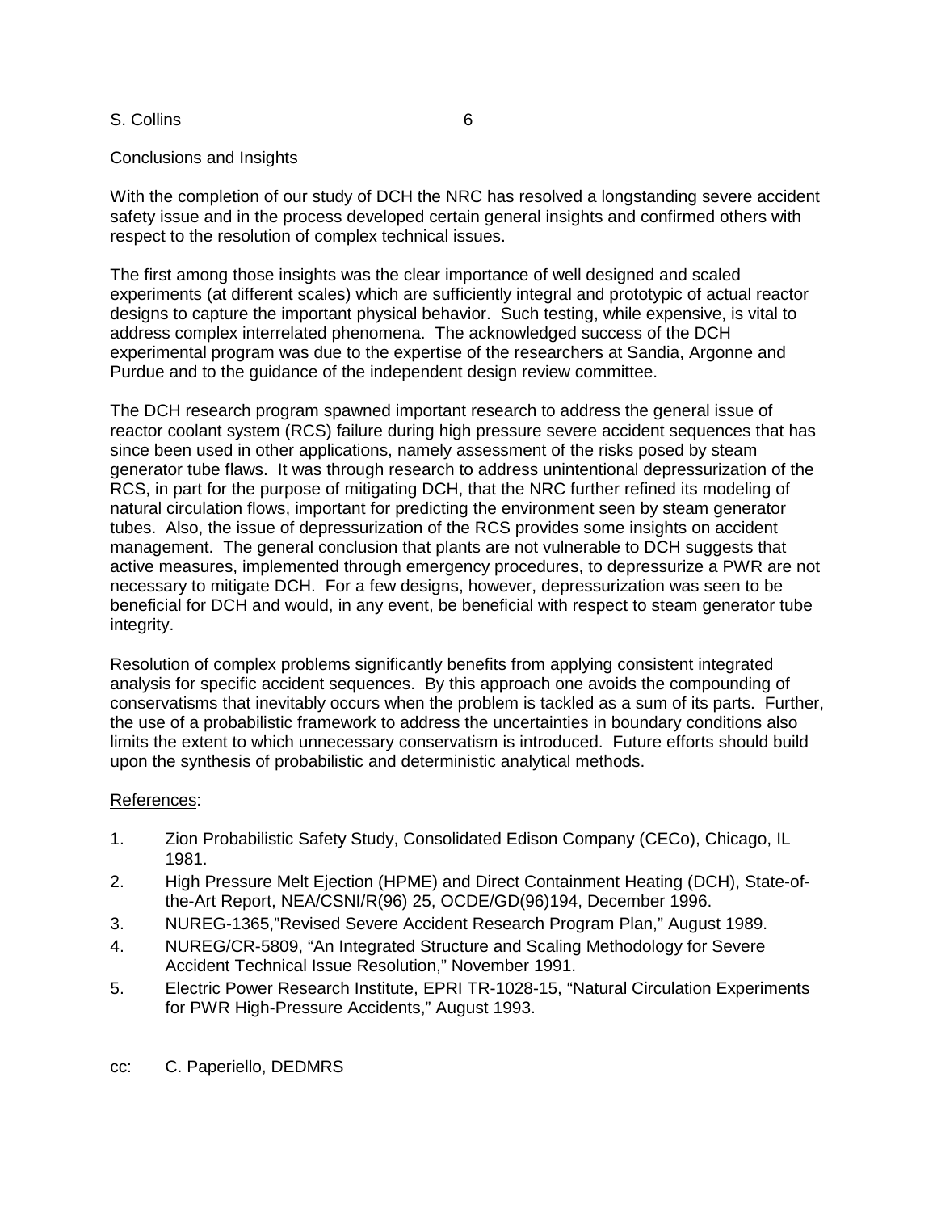## Conclusions and Insights

With the completion of our study of DCH the NRC has resolved a longstanding severe accident safety issue and in the process developed certain general insights and confirmed others with respect to the resolution of complex technical issues.

The first among those insights was the clear importance of well designed and scaled experiments (at different scales) which are sufficiently integral and prototypic of actual reactor designs to capture the important physical behavior. Such testing, while expensive, is vital to address complex interrelated phenomena. The acknowledged success of the DCH experimental program was due to the expertise of the researchers at Sandia, Argonne and Purdue and to the guidance of the independent design review committee.

The DCH research program spawned important research to address the general issue of reactor coolant system (RCS) failure during high pressure severe accident sequences that has since been used in other applications, namely assessment of the risks posed by steam generator tube flaws. It was through research to address unintentional depressurization of the RCS, in part for the purpose of mitigating DCH, that the NRC further refined its modeling of natural circulation flows, important for predicting the environment seen by steam generator tubes. Also, the issue of depressurization of the RCS provides some insights on accident management. The general conclusion that plants are not vulnerable to DCH suggests that active measures, implemented through emergency procedures, to depressurize a PWR are not necessary to mitigate DCH. For a few designs, however, depressurization was seen to be beneficial for DCH and would, in any event, be beneficial with respect to steam generator tube integrity.

Resolution of complex problems significantly benefits from applying consistent integrated analysis for specific accident sequences. By this approach one avoids the compounding of conservatisms that inevitably occurs when the problem is tackled as a sum of its parts. Further, the use of a probabilistic framework to address the uncertainties in boundary conditions also limits the extent to which unnecessary conservatism is introduced. Future efforts should build upon the synthesis of probabilistic and deterministic analytical methods.

## References:

1. Zion Probabilistic Safety Study, Consolidated Edison Company (CECo), Chicago, IL 1981.
2. High Pressure Melt Ejection (HPME) and Direct Containment Heating (DCH), State-of-the-Art Report, NEA/CSNI/R(96) 25, OCDE/GD(96)194, December 1996.
3. NUREG-1365,"Revised Severe Accident Research Program Plan," August 1989.
4. NUREG/CR-5809, "An Integrated Structure and Scaling Methodology for Severe Accident Technical Issue Resolution," November 1991.
5. Electric Power Research Institute, EPRI TR-1028-15, "Natural Circulation Experiments for PWR High-Pressure Accidents," August 1993.

cc: C. Paperiello, DEDMRS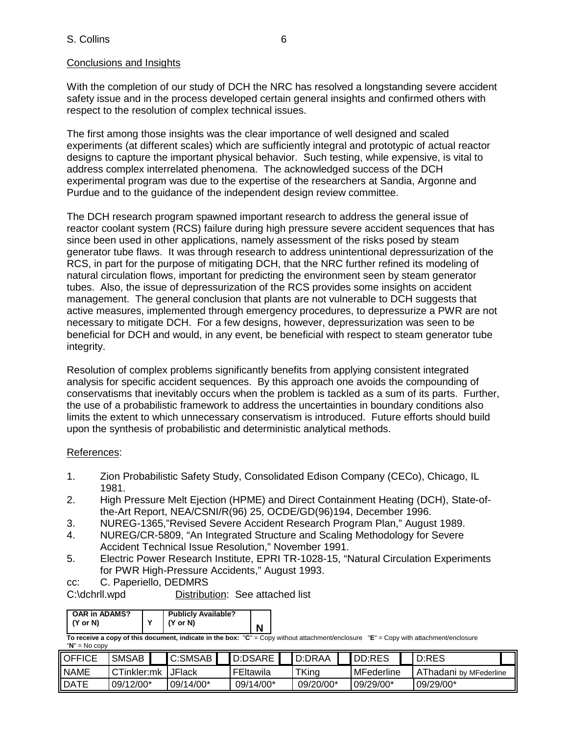Conclusions and Insights

With the completion of our study of DCH the NRC has resolved a longstanding severe accident safety issue and in the process developed certain general insights and confirmed others with respect to the resolution of complex technical issues.

The first among those insights was the clear importance of well designed and scaled experiments (at different scales) which are sufficiently integral and prototypic of actual reactor designs to capture the important physical behavior. Such testing, while expensive, is vital to address complex interrelated phenomena. The acknowledged success of the DCH experimental program was due to the expertise of the researchers at Sandia, Argonne and Purdue and to the guidance of the independent design review committee.

The DCH research program spawned important research to address the general issue of reactor coolant system (RCS) failure during high pressure severe accident sequences that has since been used in other applications, namely assessment of the risks posed by steam generator tube flaws. It was through research to address unintentional depressurization of the RCS, in part for the purpose of mitigating DCH, that the NRC further refined its modeling of natural circulation flows, important for predicting the environment seen by steam generator tubes. Also, the issue of depressurization of the RCS provides some insights on accident management. The general conclusion that plants are not vulnerable to DCH suggests that active measures, implemented through emergency procedures, to depressurize a PWR are not necessary to mitigate DCH. For a few designs, however, depressurization was seen to be beneficial for DCH and would, in any event, be beneficial with respect to steam generator tube integrity.

Resolution of complex problems significantly benefits from applying consistent integrated analysis for specific accident sequences. By this approach one avoids the compounding of conservatisms that inevitably occurs when the problem is tackled as a sum of its parts. Further, the use of a probabilistic framework to address the uncertainties in boundary conditions also limits the extent to which unnecessary conservatism is introduced. Future efforts should build upon the synthesis of probabilistic and deterministic analytical methods.

References:

1. Zion Probabilistic Safety Study, Consolidated Edison Company (CECo), Chicago, IL 1981.
2. High Pressure Melt Ejection (HPME) and Direct Containment Heating (DCH), State-of-the-Art Report, NEA/CSNI/R(96) 25, OCDE/GD(96)194, December 1996.
3. NUREG-1365,"Revised Severe Accident Research Program Plan," August 1989.
4. NUREG/CR-5809, "An Integrated Structure and Scaling Methodology for Severe Accident Technical Issue Resolution," November 1991.
5. Electric Power Research Institute, EPRI TR-1028-15, "Natural Circulation Experiments for PWR High-Pressure Accidents," August 1993.

cc: C. Paperiello, DEDMRS

C:\dchrll.wpd Distribution: See attached list

| OAR in ADAMS? (Y or N) | Y | Publicly Available? (Y or N) | N |
|---|---|---|---|

**To receive a copy of this document, indicate in the box:** "**C**" = Copy without attachment/enclosure "**E**" = Copy with attachment/enclosure "**N**" = No copy

| OFFICE | SMSAB | C:SMSAB | D:DSARE | D:DRAA | DD:RES | D:RES |
|---|---|---|---|---|---|---|
| NAME | CTinkler:mk | JFlack | FEltawila | TKing | MFederline | AThadani by MFederline |
| DATE | 09/12/00* | 09/14/00* | 09/14/00* | 09/20/00* | 09/29/00* | 09/29/00* |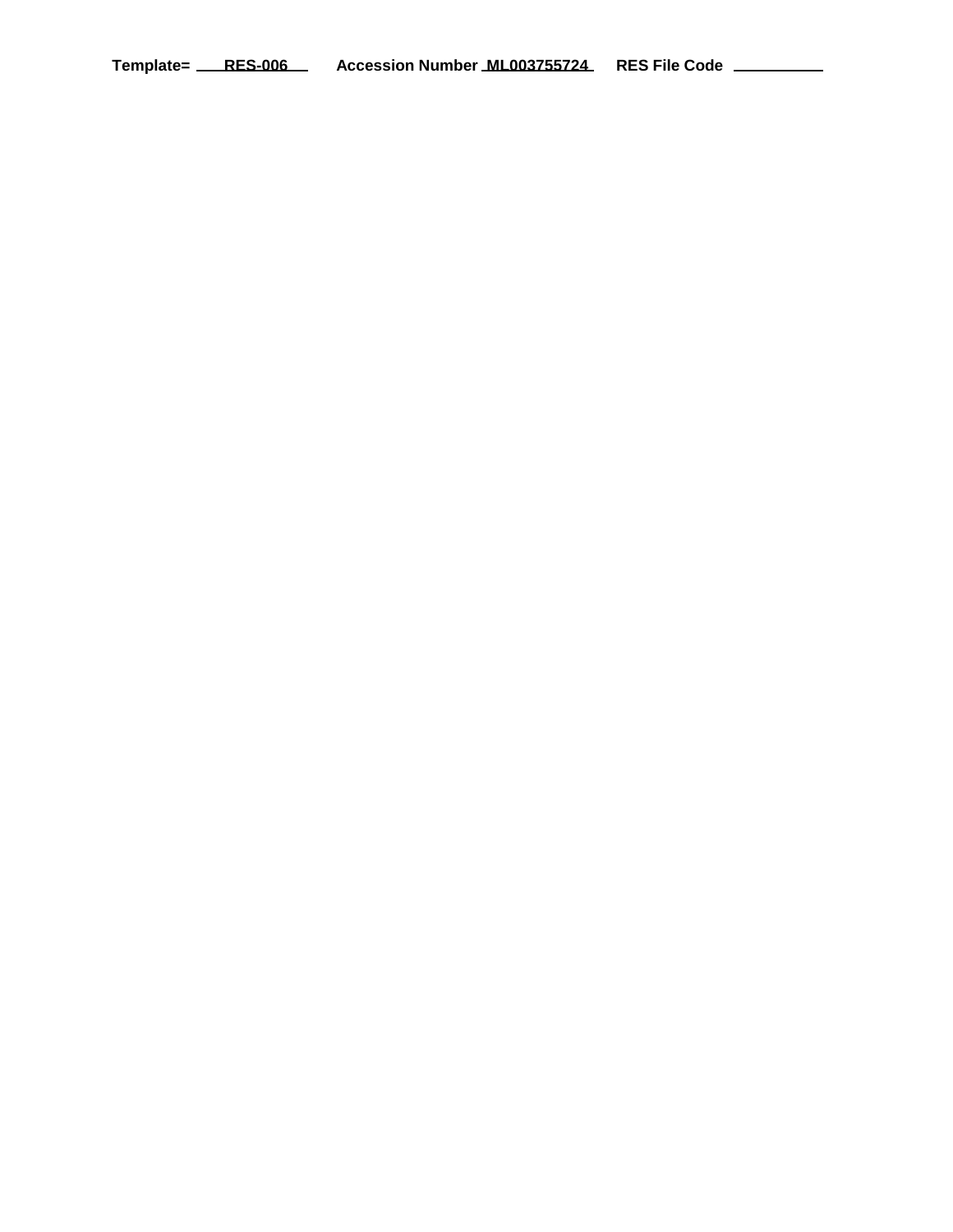**Template= RES-006 Accession Number ML003755724 RES File Code**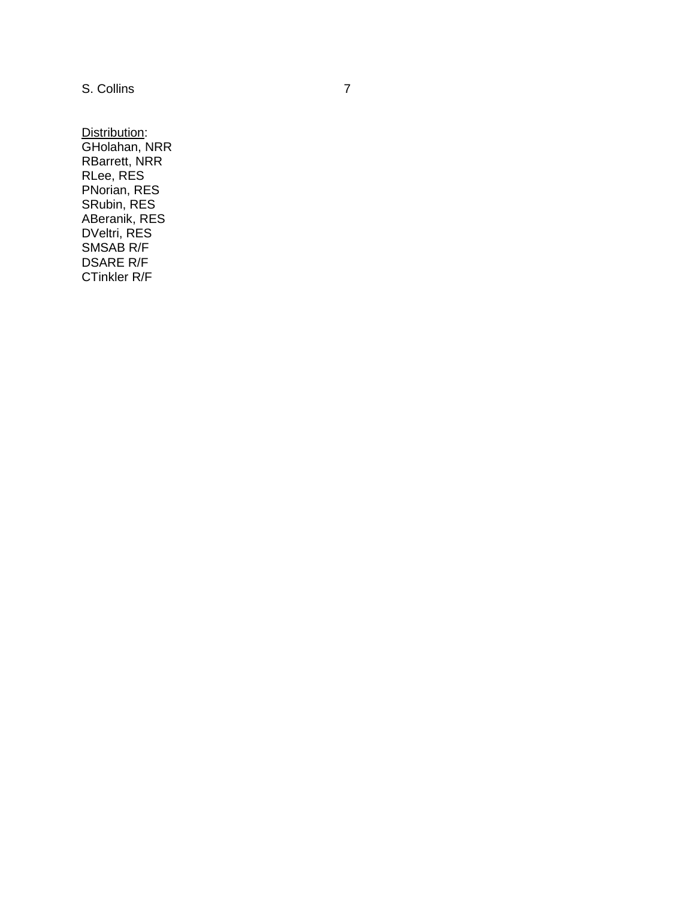<u>Distribution</u>:
GHolahan, NRR
RBarrett, NRR
RLee, RES
PNorian, RES
SRubin, RES
ABeranik, RES
DVeltri, RES
SMSAB R/F
DSARE R/F
CTinkler R/F